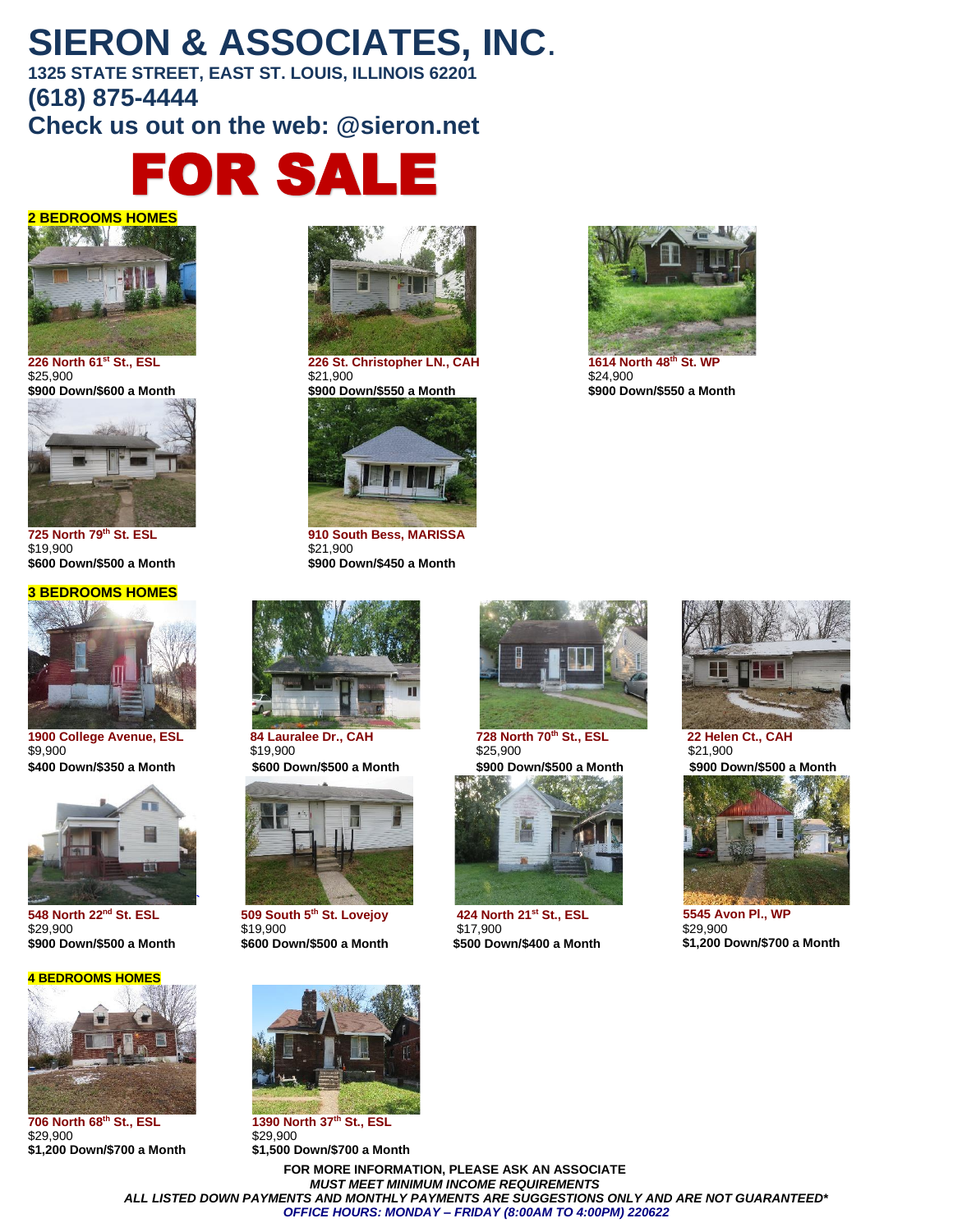# SIERON & ASSOCIATES, INC.

**1325 STATE STREET, EAST ST. LOUIS, ILLINOIS 62201**

**(618) 875-4444**

**Check us out on the web: @sieron.net**

# FOR SALE

## 2 BEDROOMS HOMES

**226 North 61st St., ESL**
$25,900
**$900 Down/$600 a Month**

**226 St. Christopher LN., CAH**
$21,900
**$900 Down/$550 a Month**

**1614 North 48th St. WP**
$24,900
**$900 Down/$550 a Month**

**725 North 79th St. ESL**
$19,900
**$600 Down/$500 a Month**

**910 South Bess, MARISSA**
$21,900
**$900 Down/$450 a Month**

## 3 BEDROOMS HOMES

**1900 College Avenue, ESL**
$9,900
**$400 Down/$350 a Month**

**84 Lauralee Dr., CAH**
$19,900
**$600 Down/$500 a Month**

**728 North 70th St., ESL**
$25,900
**$900 Down/$500 a Month**

**22 Helen Ct., CAH**
$21,900
**$900 Down/$500 a Month**

**548 North 22nd St. ESL**
$29,900
**$900 Down/$500 a Month**

**509 South 5th St. Lovejoy**
$19,900
**$600 Down/$500 a Month**

**424 North 21st St., ESL**
$17,900
**$500 Down/$400 a Month**

**5545 Avon Pl., WP**
$29,900
**$1,200 Down/$700 a Month**

## 4 BEDROOMS HOMES

**706 North 68th St., ESL**
$29,900
**$1,200 Down/$700 a Month**

**1390 North 37th St., ESL**
$29,900
**$1,500 Down/$700 a Month**

**FOR MORE INFORMATION, PLEASE ASK AN ASSOCIATE**

***MUST MEET MINIMUM INCOME REQUIREMENTS***

***ALL LISTED DOWN PAYMENTS AND MONTHLY PAYMENTS ARE SUGGESTIONS ONLY AND ARE NOT GUARANTEED****

***OFFICE HOURS: MONDAY – FRIDAY (8:00AM TO 4:00PM) 220622***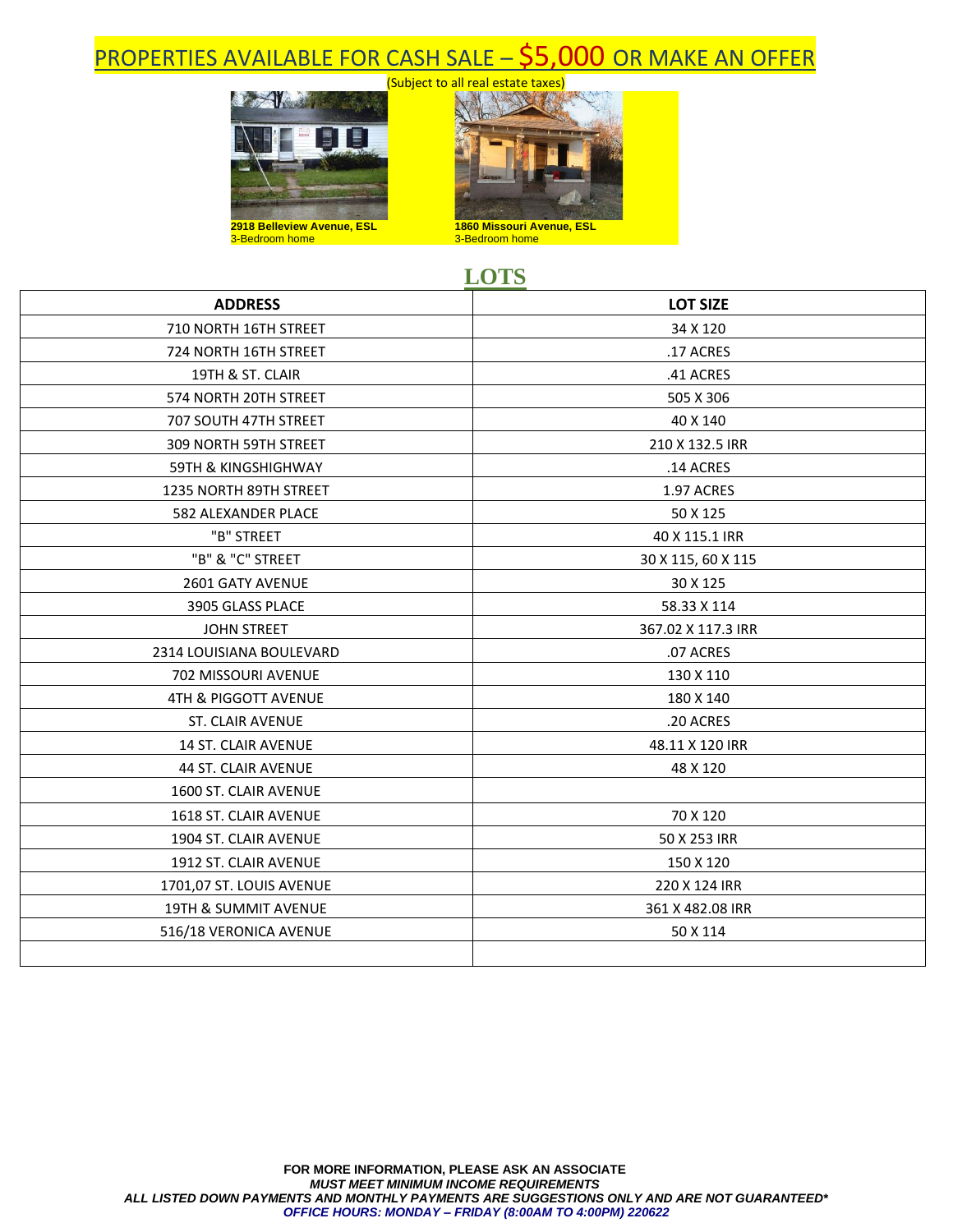# PROPERTIES AVAILABLE FOR CASH SALE – $5,000 OR MAKE AN OFFER

(Subject to all real estate taxes)

**2918 Belleview Avenue, ESL**
3-Bedroom home

**1860 Missouri Avenue, ESL**
3-Bedroom home

## LOTS

| ADDRESS | LOT SIZE |
|---|---|
| 710 NORTH 16TH STREET | 34 X 120 |
| 724 NORTH 16TH STREET | .17 ACRES |
| 19TH & ST. CLAIR | .41 ACRES |
| 574 NORTH 20TH STREET | 505 X 306 |
| 707 SOUTH 47TH STREET | 40 X 140 |
| 309 NORTH 59TH STREET | 210 X 132.5 IRR |
| 59TH & KINGSHIGHWAY | .14 ACRES |
| 1235 NORTH 89TH STREET | 1.97 ACRES |
| 582 ALEXANDER PLACE | 50 X 125 |
| "B" STREET | 40 X 115.1 IRR |
| "B" & "C" STREET | 30 X 115, 60 X 115 |
| 2601 GATY AVENUE | 30 X 125 |
| 3905 GLASS PLACE | 58.33 X 114 |
| JOHN STREET | 367.02 X 117.3 IRR |
| 2314 LOUISIANA BOULEVARD | .07 ACRES |
| 702 MISSOURI AVENUE | 130 X 110 |
| 4TH & PIGGOTT AVENUE | 180 X 140 |
| ST. CLAIR AVENUE | .20 ACRES |
| 14 ST. CLAIR AVENUE | 48.11 X 120 IRR |
| 44 ST. CLAIR AVENUE | 48 X 120 |
| 1600 ST. CLAIR AVENUE | |
| 1618 ST. CLAIR AVENUE | 70 X 120 |
| 1904 ST. CLAIR AVENUE | 50 X 253 IRR |
| 1912 ST. CLAIR AVENUE | 150 X 120 |
| 1701,07 ST. LOUIS AVENUE | 220 X 124 IRR |
| 19TH & SUMMIT AVENUE | 361 X 482.08 IRR |
| 516/18 VERONICA AVENUE | 50 X 114 |
| | |

**FOR MORE INFORMATION, PLEASE ASK AN ASSOCIATE**
***MUST MEET MINIMUM INCOME REQUIREMENTS***
***ALL LISTED DOWN PAYMENTS AND MONTHLY PAYMENTS ARE SUGGESTIONS ONLY AND ARE NOT GUARANTEED****
***OFFICE HOURS: MONDAY – FRIDAY (8:00AM TO 4:00PM) 220622***